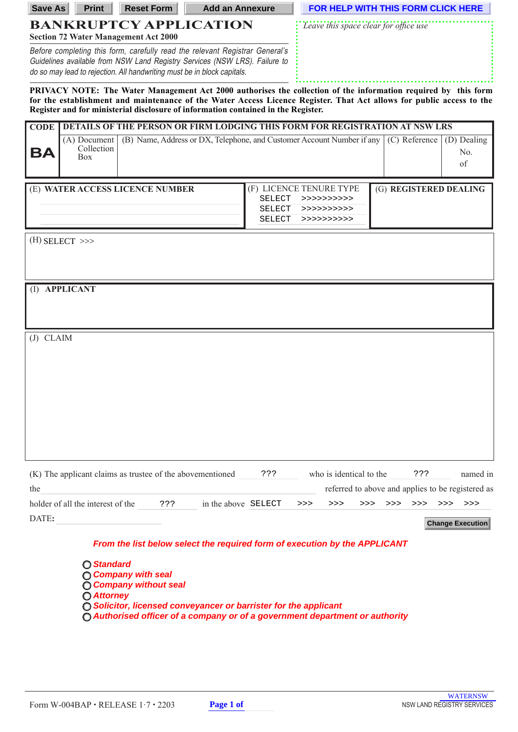Save As | Print | Reset Form | Add an Annexure | FOR HELP WITH THIS FORM CLICK HERE

# BANKRUPTCY APPLICATION

**Section 72 Water Management Act 2000**

*Before completing this form, carefully read the relevant Registrar General's Guidelines available from NSW Land Registry Services (NSW LRS). Failure to do so may lead to rejection. All handwriting must be in block capitals.*

*Leave this space clear for office use*

**PRIVACY NOTE: The Water Management Act 2000 authorises the collection of the information required by this form for the establishment and maintenance of the Water Access Licence Register. That Act allows for public access to the Register and for ministerial disclosure of information contained in the Register.**

| CODE | DETAILS OF THE PERSON OR FIRM LODGING THIS FORM FOR REGISTRATION AT NSW LRS | | | |
|---|---|---|---|---|
| **BA** | (A) Document Collection Box | (B) Name, Address or DX, Telephone, and Customer Account Number if any | (C) Reference | (D) Dealing No. of |

| (E) WATER ACCESS LICENCE NUMBER | (F) LICENCE TENURE TYPE | (G) REGISTERED DEALING |
|---|---|---|
| | SELECT >>>>>>>>>> | |
| | SELECT >>>>>>>>>> | |
| | SELECT >>>>>>>>>> | |

(H) SELECT >>>

**(I) APPLICANT**

(J) CLAIM

(K) The applicant claims as trustee of the abovementioned ??? who is identical to the ??? named in the ______ referred to above and applies to be registered as holder of all the interest of the ??? in the above SELECT >>> >>> >>> >>> >>> >>> >>>

DATE: ______

Change Execution

*From the list below select the required form of execution by the APPLICANT*

- *Standard*
- *Company with seal*
- *Company without seal*
- *Attorney*
- *Solicitor, licensed conveyancer or barrister for the applicant*
- *Authorised officer of a company or of a government department or authority*

Form W-004BAP • RELEASE 1·7 • 2203

WATERNSW
NSW LAND REGISTRY SERVICES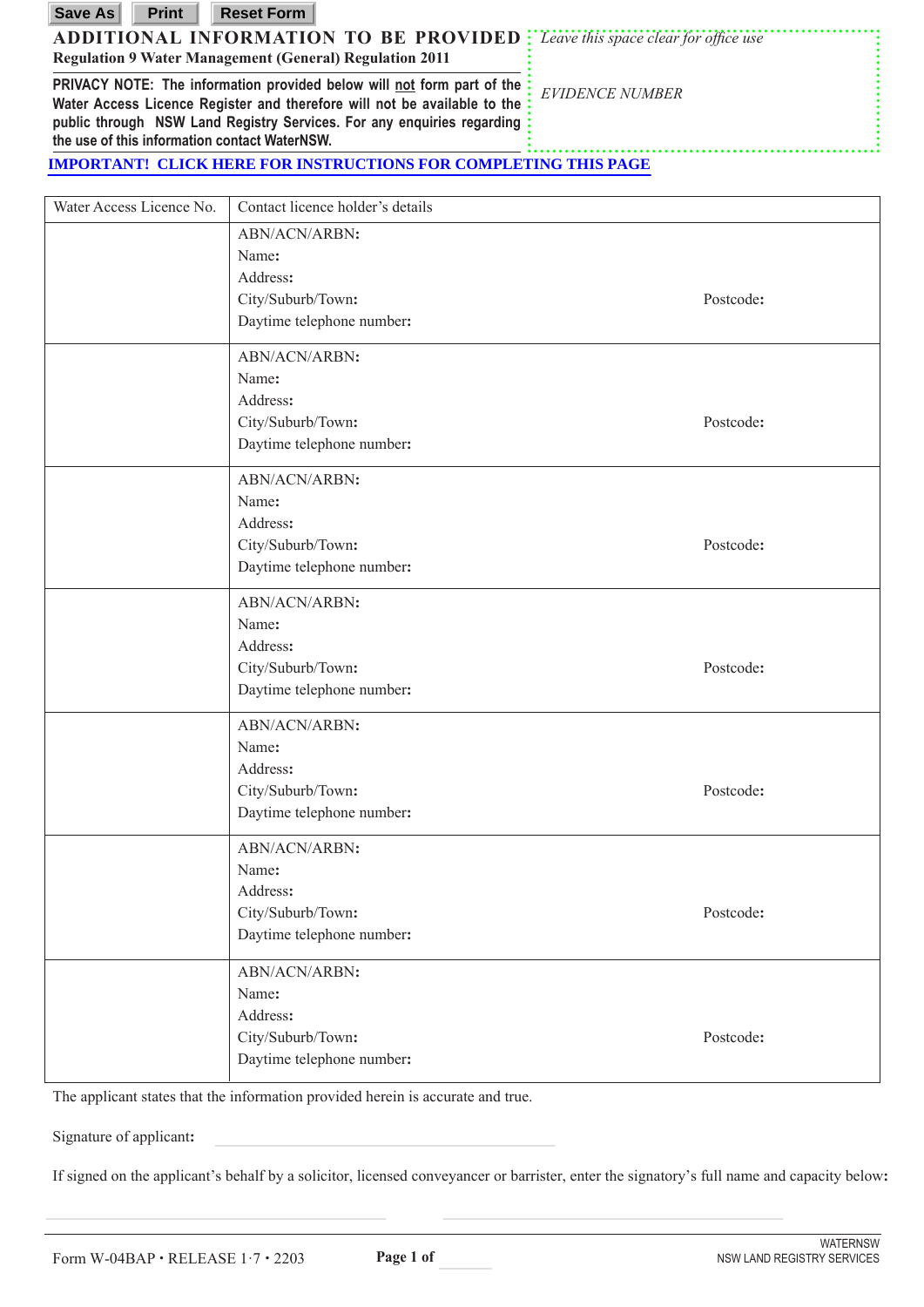Save As | Print | Reset Form

# ADDITIONAL INFORMATION TO BE PROVIDED

**Regulation 9 Water Management (General) Regulation 2011**

*Leave this space clear for office use*

*EVIDENCE NUMBER*

**PRIVACY NOTE: The information provided below will not form part of the Water Access Licence Register and therefore will not be available to the public through NSW Land Registry Services. For any enquiries regarding the use of this information contact WaterNSW.**

**IMPORTANT! CLICK HERE FOR INSTRUCTIONS FOR COMPLETING THIS PAGE**

| Water Access Licence No. | Contact licence holder's details |
|---|---|
| | ABN/ACN/ARBN:<br>Name:<br>Address:<br>City/Suburb/Town: Postcode:<br>Daytime telephone number: |
| | ABN/ACN/ARBN:<br>Name:<br>Address:<br>City/Suburb/Town: Postcode:<br>Daytime telephone number: |
| | ABN/ACN/ARBN:<br>Name:<br>Address:<br>City/Suburb/Town: Postcode:<br>Daytime telephone number: |
| | ABN/ACN/ARBN:<br>Name:<br>Address:<br>City/Suburb/Town: Postcode:<br>Daytime telephone number: |
| | ABN/ACN/ARBN:<br>Name:<br>Address:<br>City/Suburb/Town: Postcode:<br>Daytime telephone number: |
| | ABN/ACN/ARBN:<br>Name:<br>Address:<br>City/Suburb/Town: Postcode:<br>Daytime telephone number: |
| | ABN/ACN/ARBN:<br>Name:<br>Address:<br>City/Suburb/Town: Postcode:<br>Daytime telephone number: |

The applicant states that the information provided herein is accurate and true.

Signature of applicant:

If signed on the applicant's behalf by a solicitor, licensed conveyancer or barrister, enter the signatory's full name and capacity below:

Form W-04BAP • RELEASE 1·7 • 2203

WATERNSW
NSW LAND REGISTRY SERVICES